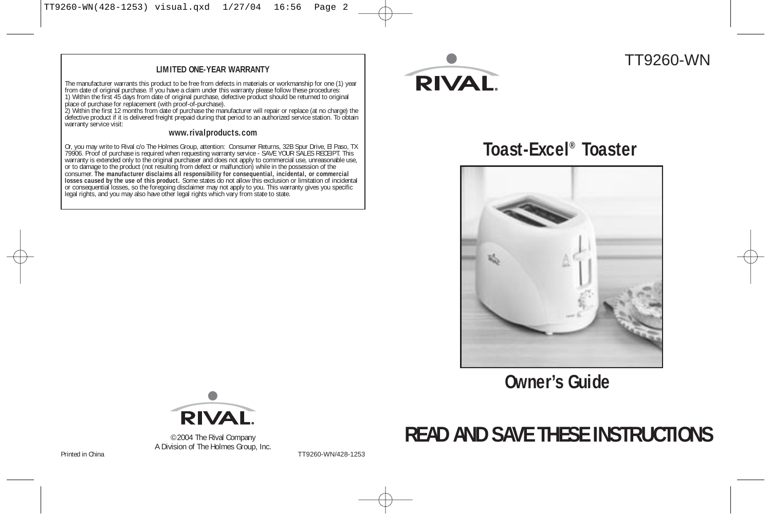## LIMITED ONE-YEAR WARRANTY

The manufacturer warrants this product to be free from defects in materials or workmanship for one (1) year from date of original purchase. If you have a claim under this warranty please follow these procedures:
1) Within the first 45 days from date of original purchase, defective product should be returned to original place of purchase for replacement (with proof-of-purchase).
2) Within the first 12 months from date of purchase the manufacturer will repair or replace (at no charge) the defective product if it is delivered freight prepaid during that period to an authorized service station. To obtain warranty service visit:

**www.rivalproducts.com**

Or, you may write to Rival c/o The Holmes Group, attention: Consumer Returns, 32B Spur Drive, El Paso, TX 79906. Proof of purchase is required when requesting warranty service - SAVE YOUR SALES RECEIPT. This warranty is extended only to the original purchaser and does not apply to commercial use, unreasonable use, or to damage to the product (not resulting from defect or malfunction) while in the possession of the consumer. **The manufacturer disclaims all responsibility for consequential, incidental, or commercial losses caused by the use of this product.** Some states do not allow this exclusion or limitation of incidental or consequential losses, so the foregoing disclaimer may not apply to you. This warranty gives you specific legal rights, and you may also have other legal rights which vary from state to state.

RIVAL

©2004 The Rival Company
A Division of The Holmes Group, Inc.

Printed in China

TT9260-WN/428-1253

RIVAL

TT9260-WN

# Toast-Excel® Toaster

## Owner's Guide

# READ AND SAVE THESE INSTRUCTIONS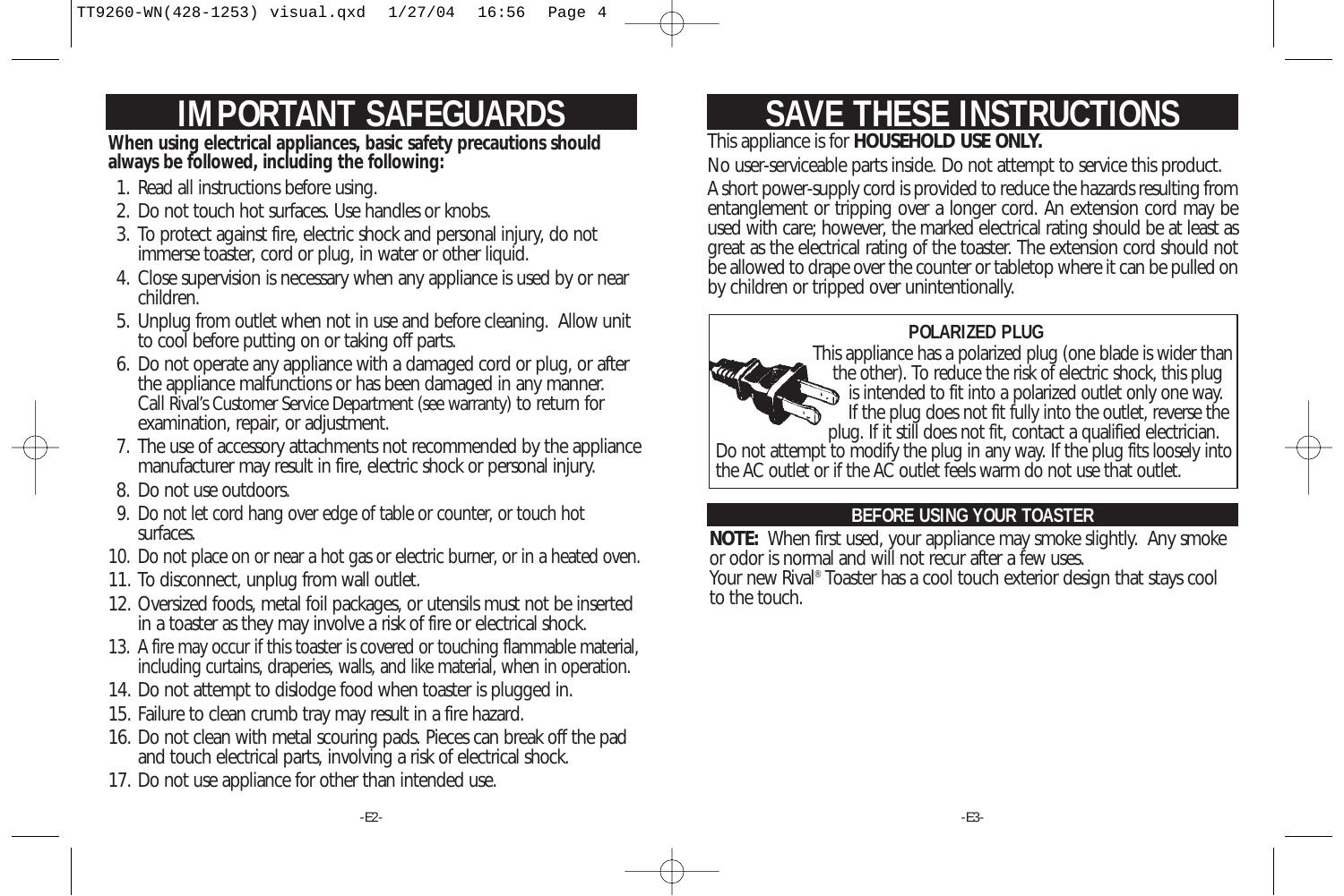# IMPORTANT SAFEGUARDS

**When using electrical appliances, basic safety precautions should always be followed, including the following:**

1. Read all instructions before using.
2. Do not touch hot surfaces. Use handles or knobs.
3. To protect against fire, electric shock and personal injury, do not immerse toaster, cord or plug, in water or other liquid.
4. Close supervision is necessary when any appliance is used by or near children.
5. Unplug from outlet when not in use and before cleaning. Allow unit to cool before putting on or taking off parts.
6. Do not operate any appliance with a damaged cord or plug, or after the appliance malfunctions or has been damaged in any manner. Call Rival's Customer Service Department (see warranty) to return for examination, repair, or adjustment.
7. The use of accessory attachments not recommended by the appliance manufacturer may result in fire, electric shock or personal injury.
8. Do not use outdoors.
9. Do not let cord hang over edge of table or counter, or touch hot surfaces.
10. Do not place on or near a hot gas or electric burner, or in a heated oven.
11. To disconnect, unplug from wall outlet.
12. Oversized foods, metal foil packages, or utensils must not be inserted in a toaster as they may involve a risk of fire or electrical shock.
13. A fire may occur if this toaster is covered or touching flammable material, including curtains, draperies, walls, and like material, when in operation.
14. Do not attempt to dislodge food when toaster is plugged in.
15. Failure to clean crumb tray may result in a fire hazard.
16. Do not clean with metal scouring pads. Pieces can break off the pad and touch electrical parts, involving a risk of electrical shock.
17. Do not use appliance for other than intended use.

# SAVE THESE INSTRUCTIONS

This appliance is for **HOUSEHOLD USE ONLY.**

No user-serviceable parts inside. Do not attempt to service this product.

A short power-supply cord is provided to reduce the hazards resulting from entanglement or tripping over a longer cord. An extension cord may be used with care; however, the marked electrical rating should be at least as great as the electrical rating of the toaster. The extension cord should not be allowed to drape over the counter or tabletop where it can be pulled on by children or tripped over unintentionally.

**POLARIZED PLUG**

This appliance has a polarized plug (one blade is wider than the other). To reduce the risk of electric shock, this plug is intended to fit into a polarized outlet only one way. If the plug does not fit fully into the outlet, reverse the plug. If it still does not fit, contact a qualified electrician. Do not attempt to modify the plug in any way. If the plug fits loosely into the AC outlet or if the AC outlet feels warm do not use that outlet.

## BEFORE USING YOUR TOASTER

**NOTE:** When first used, your appliance may smoke slightly. Any smoke or odor is normal and will not recur after a few uses.

Your new Rival® Toaster has a cool touch exterior design that stays cool to the touch.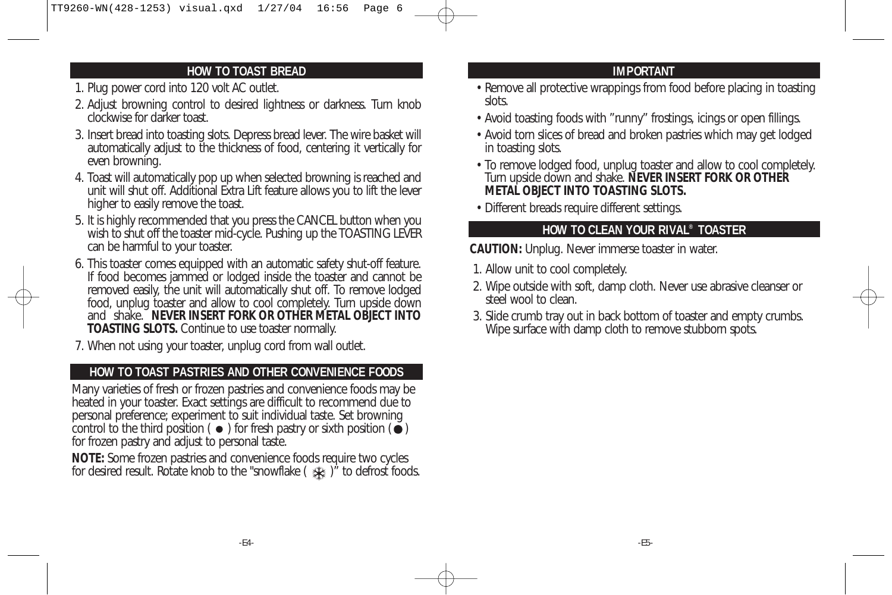## HOW TO TOAST BREAD

1. Plug power cord into 120 volt AC outlet.
2. Adjust browning control to desired lightness or darkness. Turn knob clockwise for darker toast.
3. Insert bread into toasting slots. Depress bread lever. The wire basket will automatically adjust to the thickness of food, centering it vertically for even browning.
4. Toast will automatically pop up when selected browning is reached and unit will shut off. Additional Extra Lift feature allows you to lift the lever higher to easily remove the toast.
5. It is highly recommended that you press the CANCEL button when you wish to shut off the toaster mid-cycle. Pushing up the TOASTING LEVER can be harmful to your toaster.
6. This toaster comes equipped with an automatic safety shut-off feature. If food becomes jammed or lodged inside the toaster and cannot be removed easily, the unit will automatically shut off. To remove lodged food, unplug toaster and allow to cool completely. Turn upside down and shake. **NEVER INSERT FORK OR OTHER METAL OBJECT INTO TOASTING SLOTS.** Continue to use toaster normally.
7. When not using your toaster, unplug cord from wall outlet.

## HOW TO TOAST PASTRIES AND OTHER CONVENIENCE FOODS

Many varieties of fresh or frozen pastries and convenience foods may be heated in your toaster. Exact settings are difficult to recommend due to personal preference; experiment to suit individual taste. Set browning control to the third position ( ● ) for fresh pastry or sixth position (●) for frozen pastry and adjust to personal taste.

**NOTE:** Some frozen pastries and convenience foods require two cycles for desired result. Rotate knob to the "snowflake ( ❄ )" to defrost foods.

## IMPORTANT

- Remove all protective wrappings from food before placing in toasting slots.
- Avoid toasting foods with "runny" frostings, icings or open fillings.
- Avoid torn slices of bread and broken pastries which may get lodged in toasting slots.
- To remove lodged food, unplug toaster and allow to cool completely. Turn upside down and shake. **NEVER INSERT FORK OR OTHER METAL OBJECT INTO TOASTING SLOTS.**
- Different breads require different settings.

## HOW TO CLEAN YOUR RIVAL® TOASTER

**CAUTION:** Unplug. Never immerse toaster in water.

1. Allow unit to cool completely.
2. Wipe outside with soft, damp cloth. Never use abrasive cleanser or steel wool to clean.
3. Slide crumb tray out in back bottom of toaster and empty crumbs. Wipe surface with damp cloth to remove stubborn spots.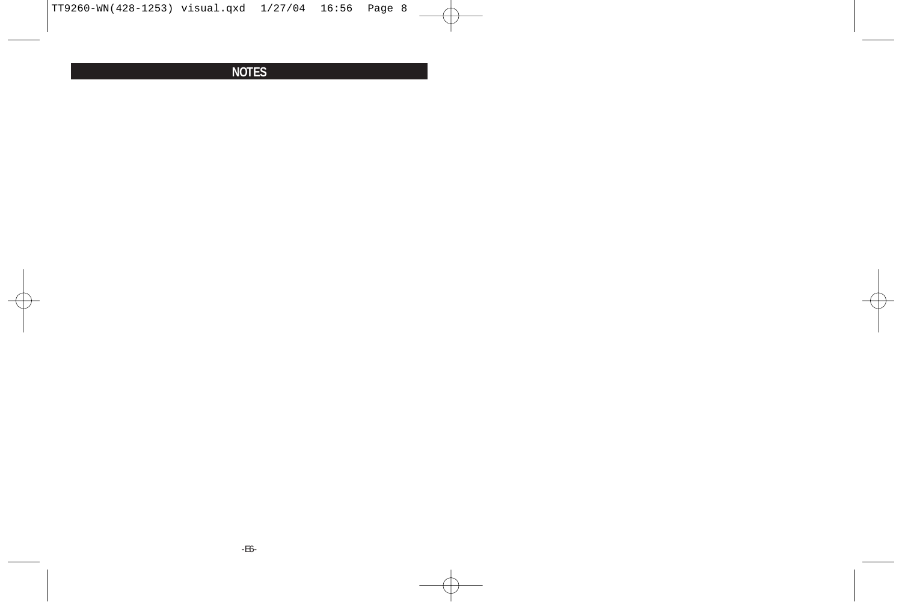# NOTES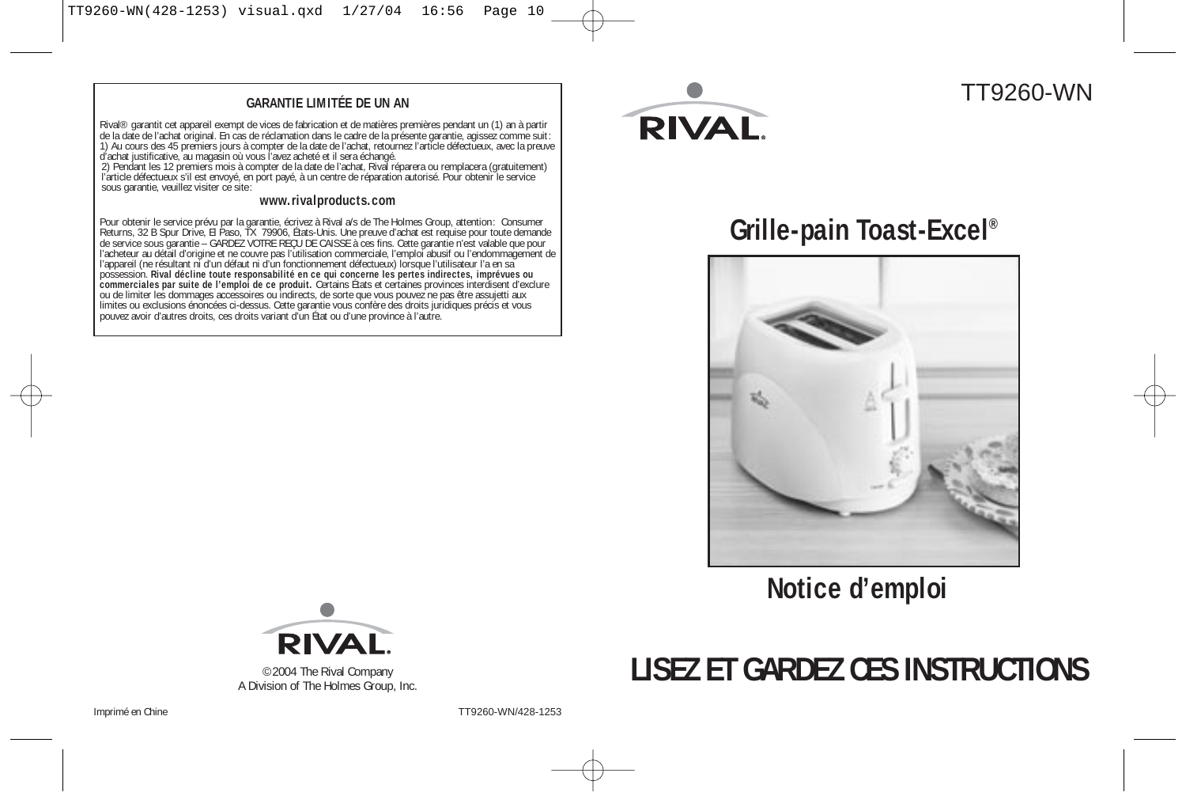## GARANTIE LIMITÉE DE UN AN

Rival® garantit cet appareil exempt de vices de fabrication et de matières premières pendant un (1) an à partir de la date de l'achat original. En cas de réclamation dans le cadre de la présente garantie, agissez comme suit:
1) Au cours des 45 premiers jours à compter de la date de l'achat, retournez l'article défectueux, avec la preuve d'achat justificative, au magasin où vous l'avez acheté et il sera échangé.
2) Pendant les 12 premiers mois à compter de la date de l'achat, Rival réparera ou remplacera (gratuitement) l'article défectueux s'il est envoyé, en port payé, à un centre de réparation autorisé. Pour obtenir le service sous garantie, veuillez visiter ce site:

**www.rivalproducts.com**

Pour obtenir le service prévu par la garantie, écrivez à Rival a/s de The Holmes Group, attention: Consumer Returns, 32 B Spur Drive, El Paso, TX 79906, États-Unis. Une preuve d'achat est requise pour toute demande de service sous garantie – GARDEZ VOTRE REÇU DE CAISSE à ces fins. Cette garantie n'est valable que pour l'acheteur au détail d'origine et ne couvre pas l'utilisation commerciale, l'emploi abusif ou l'endommagement de l'appareil (ne résultant ni d'un défaut ni d'un fonctionnement défectueux) lorsque l'utilisateur l'a en sa possession. **Rival décline toute responsabilité en ce qui concerne les pertes indirectes, imprévues ou commerciales par suite de l'emploi de ce produit.** Certains États et certaines provinces interdisent d'exclure ou de limiter les dommages accessoires ou indirects, de sorte que vous pouvez ne pas être assujetti aux limites ou exclusions énoncées ci-dessus. Cette garantie vous confère des droits juridiques précis et vous pouvez avoir d'autres droits, ces droits variant d'un État ou d'une province à l'autre.

RIVAL

©2004 The Rival Company
A Division of The Holmes Group, Inc.

Imprimé en Chine

TT9260-WN/428-1253

RIVAL

TT9260-WN

# Grille-pain Toast-Excel®

## Notice d'emploi

# LISEZ ET GARDEZ CES INSTRUCTIONS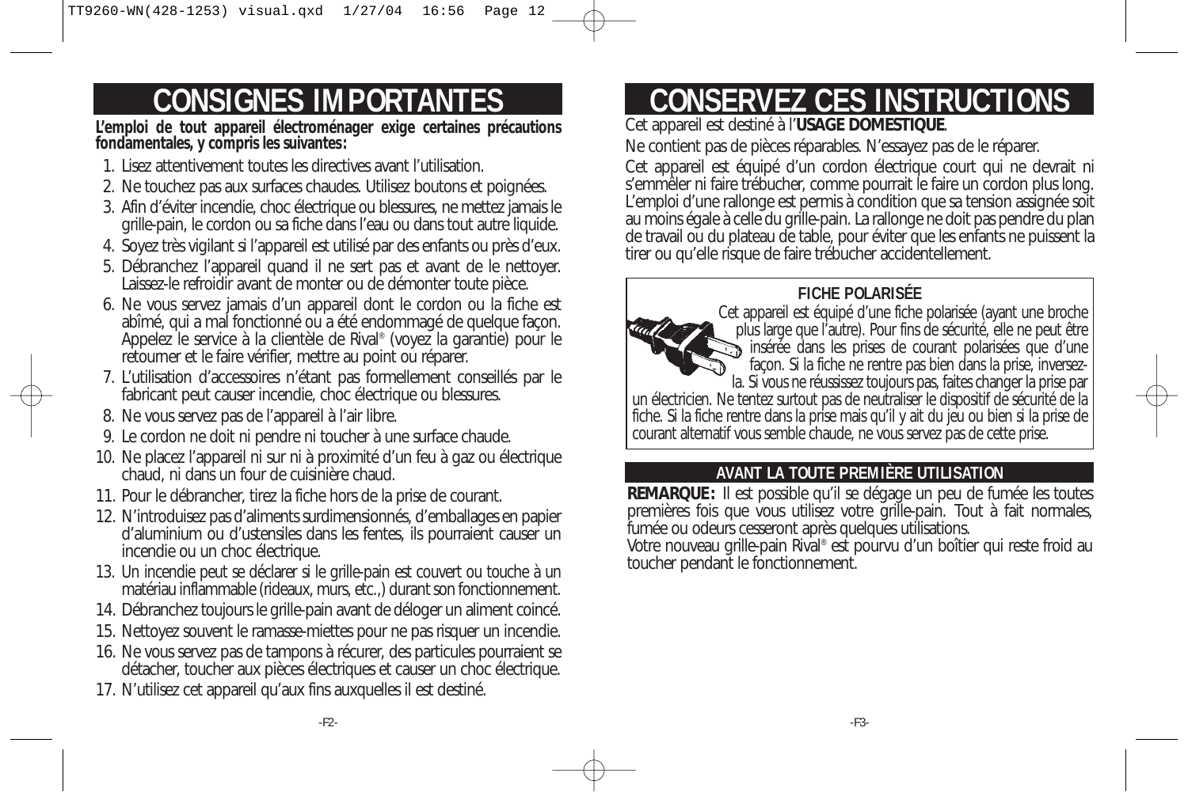# CONSIGNES IMPORTANTES

**L'emploi de tout appareil électroménager exige certaines précautions fondamentales, y compris les suivantes:**

1. Lisez attentivement toutes les directives avant l'utilisation.
2. Ne touchez pas aux surfaces chaudes. Utilisez boutons et poignées.
3. Afin d'éviter incendie, choc électrique ou blessures, ne mettez jamais le grille-pain, le cordon ou sa fiche dans l'eau ou dans tout autre liquide.
4. Soyez très vigilant si l'appareil est utilisé par des enfants ou près d'eux.
5. Débranchez l'appareil quand il ne sert pas et avant de le nettoyer. Laissez-le refroidir avant de monter ou de démonter toute pièce.
6. Ne vous servez jamais d'un appareil dont le cordon ou la fiche est abîmé, qui a mal fonctionné ou a été endommagé de quelque façon. Appelez le service à la clientèle de Rival® (voyez la garantie) pour le retourner et le faire vérifier, mettre au point ou réparer.
7. L'utilisation d'accessoires n'étant pas formellement conseillés par le fabricant peut causer incendie, choc électrique ou blessures.
8. Ne vous servez pas de l'appareil à l'air libre.
9. Le cordon ne doit ni pendre ni toucher à une surface chaude.
10. Ne placez l'appareil ni sur ni à proximité d'un feu à gaz ou électrique chaud, ni dans un four de cuisinière chaud.
11. Pour le débrancher, tirez la fiche hors de la prise de courant.
12. N'introduisez pas d'aliments surdimensionnés, d'emballages en papier d'aluminium ou d'ustensiles dans les fentes, ils pourraient causer un incendie ou un choc électrique.
13. Un incendie peut se déclarer si le grille-pain est couvert ou touche à un matériau inflammable (rideaux, murs, etc.,) durant son fonctionnement.
14. Débranchez toujours le grille-pain avant de déloger un aliment coincé.
15. Nettoyez souvent le ramasse-miettes pour ne pas risquer un incendie.
16. Ne vous servez pas de tampons à récurer, des particules pourraient se détacher, toucher aux pièces électriques et causer un choc électrique.
17. N'utilisez cet appareil qu'aux fins auxquelles il est destiné.

# CONSERVEZ CES INSTRUCTIONS

Cet appareil est destiné à l'**USAGE DOMESTIQUE**.

Ne contient pas de pièces réparables. N'essayez pas de le réparer.

Cet appareil est équipé d'un cordon électrique court qui ne devrait ni s'emmêler ni faire trébucher, comme pourrait le faire un cordon plus long. L'emploi d'une rallonge est permis à condition que sa tension assignée soit au moins égale à celle du grille-pain. La rallonge ne doit pas pendre du plan de travail ou du plateau de table, pour éviter que les enfants ne puissent la tirer ou qu'elle risque de faire trébucher accidentellement.

**FICHE POLARISÉE**

Cet appareil est équipé d'une fiche polarisée (ayant une broche plus large que l'autre). Pour fins de sécurité, elle ne peut être insérée dans les prises de courant polarisées que d'une façon. Si la fiche ne rentre pas bien dans la prise, inversez-la. Si vous ne réussissez toujours pas, faites changer la prise par un électricien. Ne tentez surtout pas de neutraliser le dispositif de sécurité de la fiche. Si la fiche rentre dans la prise mais qu'il y ait du jeu ou bien si la prise de courant alternatif vous semble chaude, ne vous servez pas de cette prise.

## AVANT LA TOUTE PREMIÈRE UTILISATION

**REMARQUE:** Il est possible qu'il se dégage un peu de fumée les toutes premières fois que vous utilisez votre grille-pain. Tout à fait normales, fumée ou odeurs cesseront après quelques utilisations.

Votre nouveau grille-pain Rival® est pourvu d'un boîtier qui reste froid au toucher pendant le fonctionnement.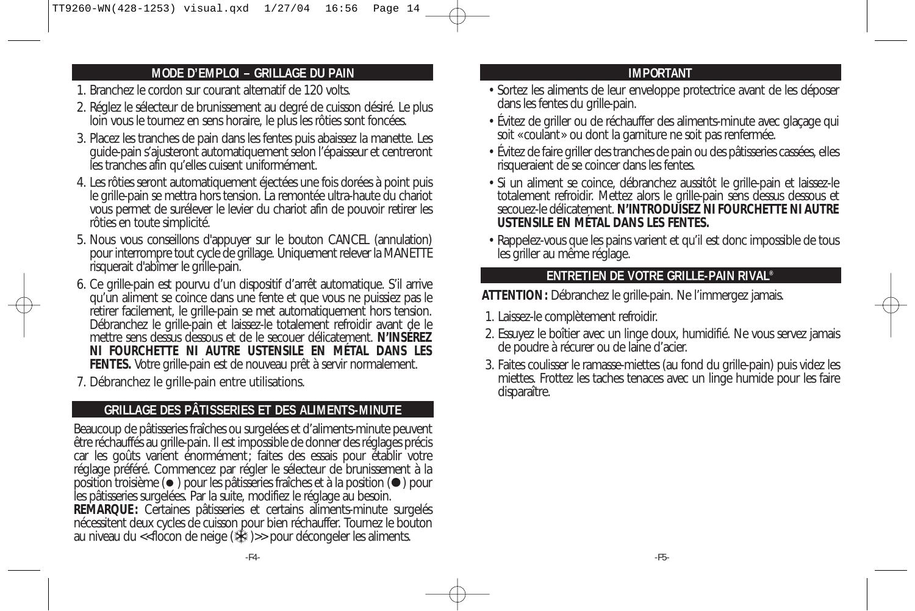## MODE D'EMPLOI – GRILLAGE DU PAIN

1. Branchez le cordon sur courant alternatif de 120 volts.
2. Réglez le sélecteur de brunissement au degré de cuisson désiré. Le plus loin vous le tournez en sens horaire, le plus les rôties sont foncées.
3. Placez les tranches de pain dans les fentes puis abaissez la manette. Les guide-pain s'ajusteront automatiquement selon l'épaisseur et centreront les tranches afin qu'elles cuisent uniformément.
4. Les rôties seront automatiquement éjectées une fois dorées à point puis le grille-pain se mettra hors tension. La remontée ultra-haute du chariot vous permet de surélever le levier du chariot afin de pouvoir retirer les rôties en toute simplicité.
5. Nous vous conseillons d'appuyer sur le bouton CANCEL (annulation) pour interrompre tout cycle de grillage. Uniquement relever la MANETTE risquerait d'abîmer le grille-pain.
6. Ce grille-pain est pourvu d'un dispositif d'arrêt automatique. S'il arrive qu'un aliment se coince dans une fente et que vous ne puissiez pas le retirer facilement, le grille-pain se met automatiquement hors tension. Débranchez le grille-pain et laissez-le totalement refroidir avant de le mettre sens dessus dessous et de le secouer délicatement. **N'INSÉREZ NI FOURCHETTE NI AUTRE USTENSILE EN MÉTAL DANS LES FENTES.** Votre grille-pain est de nouveau prêt à servir normalement.
7. Débranchez le grille-pain entre utilisations.

## GRILLAGE DES PÂTISSERIES ET DES ALIMENTS-MINUTE

Beaucoup de pâtisseries fraîches ou surgelées et d'aliments-minute peuvent être réchauffés au grille-pain. Il est impossible de donner des réglages précis car les goûts varient énormément ; faites des essais pour établir votre réglage préféré. Commencez par régler le sélecteur de brunissement à la position troisième (●) pour les pâtisseries fraîches et à la position (●) pour les pâtisseries surgelées. Par la suite, modifiez le réglage au besoin.

**REMARQUE :** Certaines pâtisseries et certains aliments-minute surgelés nécessitent deux cycles de cuisson pour bien réchauffer. Tournez le bouton au niveau du <<flocon de neige (❄)>> pour décongeler les aliments.

## IMPORTANT

- Sortez les aliments de leur enveloppe protectrice avant de les déposer dans les fentes du grille-pain.
- Évitez de griller ou de réchauffer des aliments-minute avec glaçage qui soit «coulant» ou dont la garniture ne soit pas renfermée.
- Évitez de faire griller des tranches de pain ou des pâtisseries cassées, elles risqueraient de se coincer dans les fentes.
- Si un aliment se coince, débranchez aussitôt le grille-pain et laissez-le totalement refroidir. Mettez alors le grille-pain sens dessus dessous et secouez-le délicatement. **N'INTRODUISEZ NI FOURCHETTE NI AUTRE USTENSILE EN MÉTAL DANS LES FENTES.**
- Rappelez-vous que les pains varient et qu'il est donc impossible de tous les griller au même réglage.

## ENTRETIEN DE VOTRE GRILLE-PAIN RIVAL®

**ATTENTION :** Débranchez le grille-pain. Ne l'immergez jamais.

1. Laissez-le complètement refroidir.
2. Essuyez le boîtier avec un linge doux, humidifié. Ne vous servez jamais de poudre à récurer ou de laine d'acier.
3. Faites coulisser le ramasse-miettes (au fond du grille-pain) puis videz les miettes. Frottez les taches tenaces avec un linge humide pour les faire disparaître.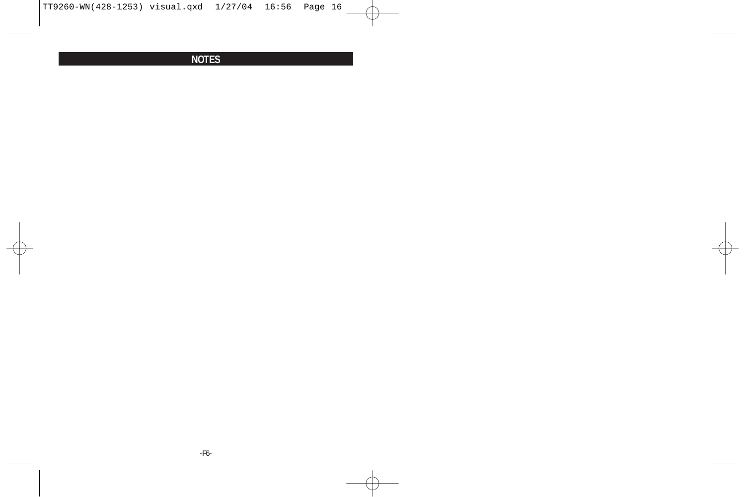## NOTES